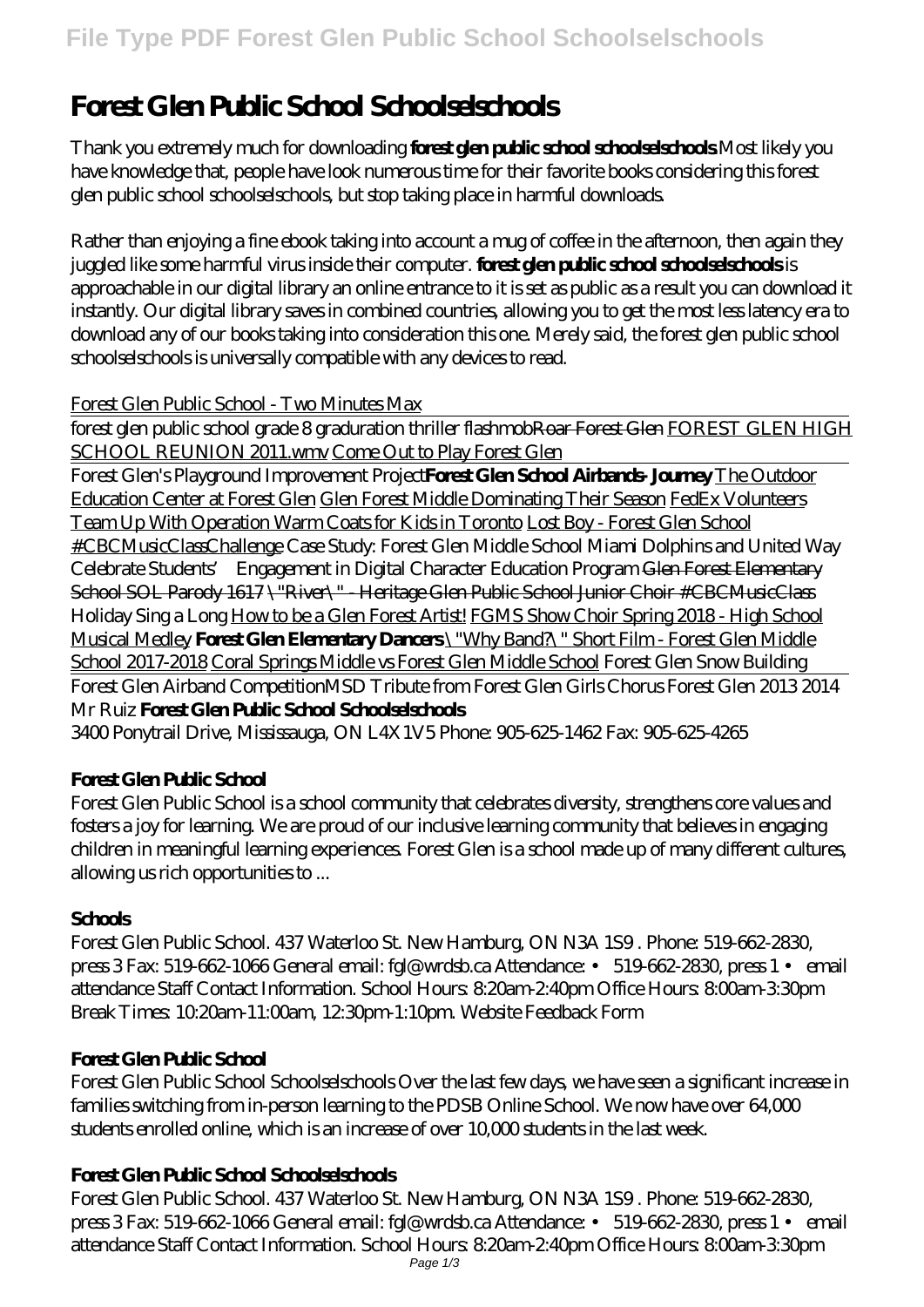# Forest Glen Public School Schoolselschools

Thank you extremely much for downloading **forest glen public school schoolselschools**.Most likely you have knowledge that, people have look numerous time for their favorite books considering this forest glen public school schoolselschools, but stop taking place in harmful downloads.

Rather than enjoying a fine ebook taking into account a mug of coffee in the afternoon, then again they juggled like some harmful virus inside their computer. **forest glen public school schoolselschools** is approachable in our digital library an online entrance to it is set as public as a result you can download it instantly. Our digital library saves in combined countries, allowing you to get the most less latency era to download any of our books taking into consideration this one. Merely said, the forest glen public school schoolselschools is universally compatible with any devices to read.

Forest Glen Public School - Two Minutes Max

forest glen public school grade 8 graduration thriller flashmob ~~Roar Forest Glen~~ FOREST GLEN HIGH SCHOOL REUNION 2011.wmv Come Out to Play Forest Glen

Forest Glen's Playground Improvement Project **Forest Glen School Airbands- Journey** The Outdoor Education Center at Forest Glen Glen Forest Middle Dominating Their Season FedEx Volunteers Team Up With Operation Warm Coats for Kids in Toronto Lost Boy - Forest Glen School #CBCMusicClassChallenge *Case Study: Forest Glen Middle School Miami Dolphins and United Way Celebrate Students' Engagement in Digital Character Education Program* ~~Glen Forest Elementary School SOL Parody 1617~~ ~~\"River\" - Heritage Glen Public School Junior Choir #CBCMusicClass~~ *Holiday Sing a Long* How to be a Glen Forest Artist! FGMS Show Choir Spring 2018 - High School Musical Medley **Forest Glen Elementary Dancers** \"Why Band?\" Short Film - Forest Glen Middle School 2017-2018 Coral Springs Middle vs Forest Glen Middle School *Forest Glen Snow Building*

Forest Glen Airband Competition*MSD Tribute from Forest Glen Girls Chorus Forest Glen 2013 2014 Mr Ruiz* **Forest Glen Public School Schoolselschools**

3400 Ponytrail Drive, Mississauga, ON L4X1V5 Phone: 905-625-1462 Fax: 905-625-4265

## Forest Glen Public School

Forest Glen Public School is a school community that celebrates diversity, strengthens core values and fosters a joy for learning. We are proud of our inclusive learning community that believes in engaging children in meaningful learning experiences. Forest Glen is a school made up of many different cultures, allowing us rich opportunities to ...

## Schools

Forest Glen Public School. 437 Waterloo St. New Hamburg, ON N3A 1S9 . Phone: 519-662-2830, press 3 Fax: 519-662-1066 General email: fgl@wrdsb.ca Attendance: • 519-662-2830, press 1 • email attendance Staff Contact Information. School Hours: 8:20am-2:40pm Office Hours: 8:00am-3:30pm Break Times: 10:20am-11:00am, 12:30pm-1:10pm. Website Feedback Form

## Forest Glen Public School

Forest Glen Public School Schoolselschools Over the last few days, we have seen a significant increase in families switching from in-person learning to the PDSB Online School. We now have over 64,000 students enrolled online, which is an increase of over 10,000 students in the last week.

## Forest Glen Public School Schoolselschools

Forest Glen Public School. 437 Waterloo St. New Hamburg, ON N3A 1S9 . Phone: 519-662-2830, press 3 Fax: 519-662-1066 General email: fgl@wrdsb.ca Attendance: • 519-662-2830, press 1 • email attendance Staff Contact Information. School Hours: 8:20am-2:40pm Office Hours: 8:00am-3:30pm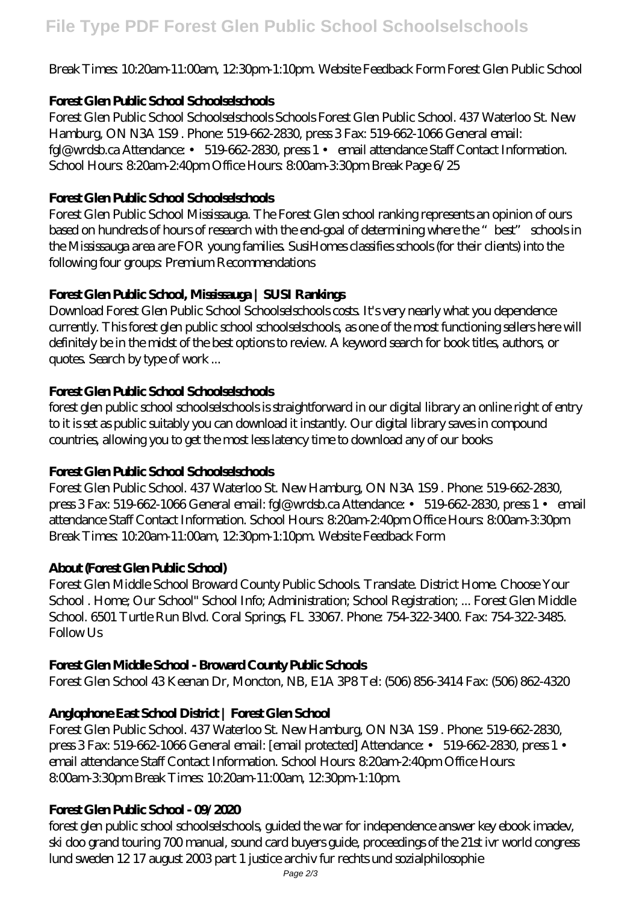Break Times: 10:20am-11:00am, 12:30pm-1:10pm. Website Feedback Form Forest Glen Public School

### Forest Glen Public School Schoolselschools

Forest Glen Public School Schoolselschools Schools Forest Glen Public School. 437 Waterloo St. New Hamburg, ON N3A 1S9 . Phone: 519-662-2830, press 3 Fax: 519-662-1066 General email: fgl@wrdsb.ca Attendance: • 519-662-2830, press 1 • email attendance Staff Contact Information. School Hours: 8:20am-2:40pm Office Hours: 8:00am-3:30pm Break Page 6/25

### Forest Glen Public School Schoolselschools

Forest Glen Public School Mississauga. The Forest Glen school ranking represents an opinion of ours based on hundreds of hours of research with the end-goal of determining where the "best" schools in the Mississauga area are FOR young families. SusiHomes classifies schools (for their clients) into the following four groups: Premium Recommendations

### Forest Glen Public School, Mississauga | SUSI Rankings

Download Forest Glen Public School Schoolselschools costs. It's very nearly what you dependence currently. This forest glen public school schoolselschools, as one of the most functioning sellers here will definitely be in the midst of the best options to review. A keyword search for book titles, authors, or quotes. Search by type of work ...

### Forest Glen Public School Schoolselschools

forest glen public school schoolselschools is straightforward in our digital library an online right of entry to it is set as public suitably you can download it instantly. Our digital library saves in compound countries, allowing you to get the most less latency time to download any of our books

### Forest Glen Public School Schoolselschools

Forest Glen Public School. 437 Waterloo St. New Hamburg, ON N3A 1S9 . Phone: 519-662-2830, press 3 Fax: 519-662-1066 General email: fgl@wrdsb.ca Attendance: • 519-662-2830, press 1 • email attendance Staff Contact Information. School Hours: 8:20am-2:40pm Office Hours: 8:00am-3:30pm Break Times: 10:20am-11:00am, 12:30pm-1:10pm. Website Feedback Form

### About (Forest Glen Public School)

Forest Glen Middle School Broward County Public Schools. Translate. District Home. Choose Your School . Home; Our School" School Info; Administration; School Registration; ... Forest Glen Middle School. 6501 Turtle Run Blvd. Coral Springs, FL 33067. Phone: 754-322-3400. Fax: 754-322-3485. Follow Us

### Forest Glen Middle School - Broward County Public Schools

Forest Glen School 43 Keenan Dr, Moncton, NB, E1A 3P8 Tel: (506) 856-3414 Fax: (506) 862-4320

### Anglophone East School District | Forest Glen School

Forest Glen Public School. 437 Waterloo St. New Hamburg, ON N3A 1S9 . Phone: 519-662-2830, press 3 Fax: 519-662-1066 General email: [email protected] Attendance: • 519-662-2830, press 1 • email attendance Staff Contact Information. School Hours: 8:20am-2:40pm Office Hours: 8:00am-3:30pm Break Times: 10:20am-11:00am, 12:30pm-1:10pm.

### Forest Glen Public School - 09/2020

forest glen public school schoolselschools, guided the war for independence answer key ebook imadev, ski doo grand touring 700 manual, sound card buyers guide, proceedings of the 21st ivr world congress lund sweden 12 17 august 2003 part 1 justice archiv fur rechts und sozialphilosophie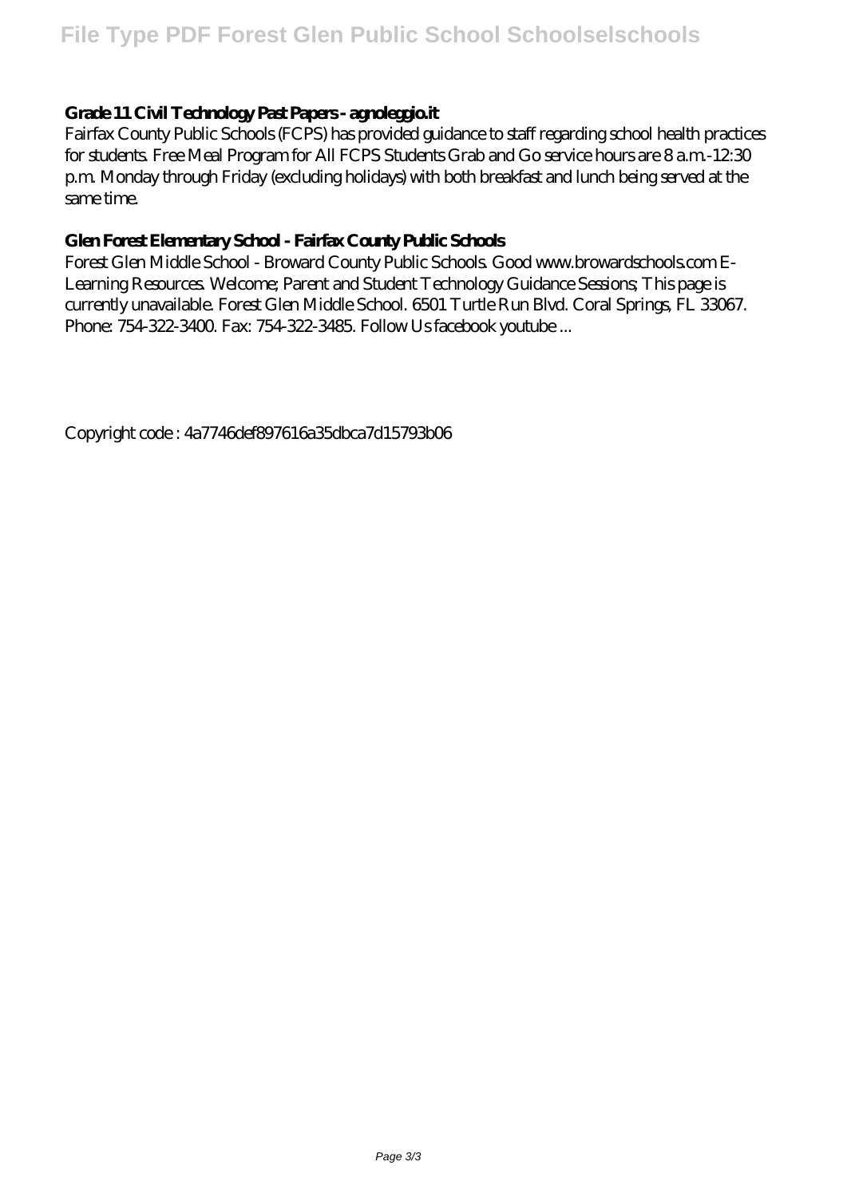**Grade 11 Civil Technology Past Papers - agnoleggio.it**

Fairfax County Public Schools (FCPS) has provided guidance to staff regarding school health practices for students. Free Meal Program for All FCPS Students Grab and Go service hours are 8 a.m.-12:30 p.m. Monday through Friday (excluding holidays) with both breakfast and lunch being served at the same time.

**Glen Forest Elementary School - Fairfax County Public Schools**

Forest Glen Middle School - Broward County Public Schools. Good www.browardschools.com E-Learning Resources. Welcome; Parent and Student Technology Guidance Sessions; This page is currently unavailable. Forest Glen Middle School. 6501 Turtle Run Blvd. Coral Springs, FL 33067. Phone: 754-322-3400. Fax: 754-322-3485. Follow Us facebook youtube ...

Copyright code : 4a7746def897616a35dbca7d15793b06